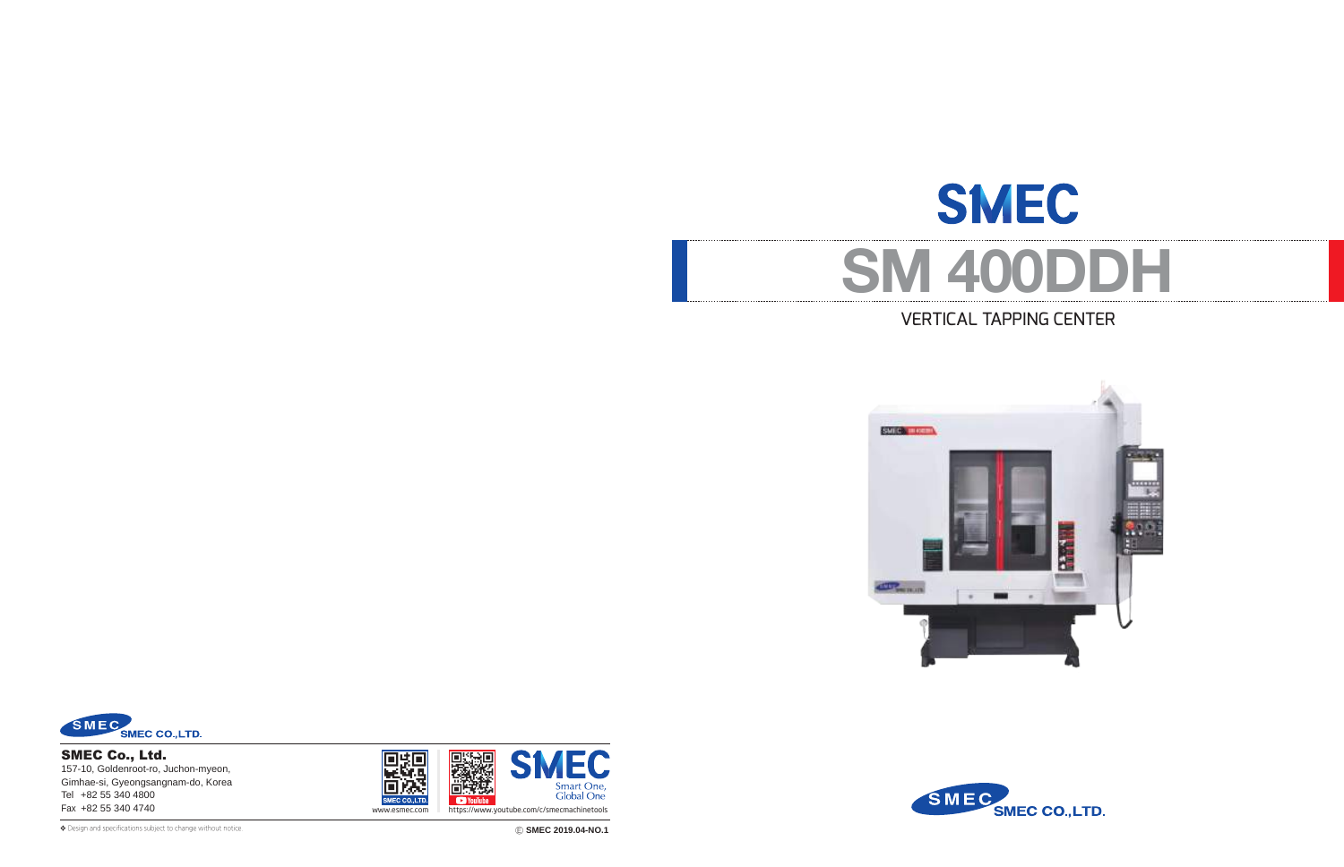# SMEC

# SM 400DDH

## VERTICAL TAPPING CENTER

SMEC CO.,LTD.

**SMEC Co., Ltd.**
157-10, Goldenroot-ro, Juchon-myeon,
Gimhae-si, Gyeongsangnam-do, Korea
Tel +82 55 340 4800
Fax +82 55 340 4740

SMEC CO.,LTD.
www.esmec.com

YouTube
https://www.youtube.com/c/smecmachinetools

SMEC
Smart One,
Global One

❖ Design and specifications subject to change without notice.

© SMEC 2019.04-NO.1

SMEC CO.,LTD.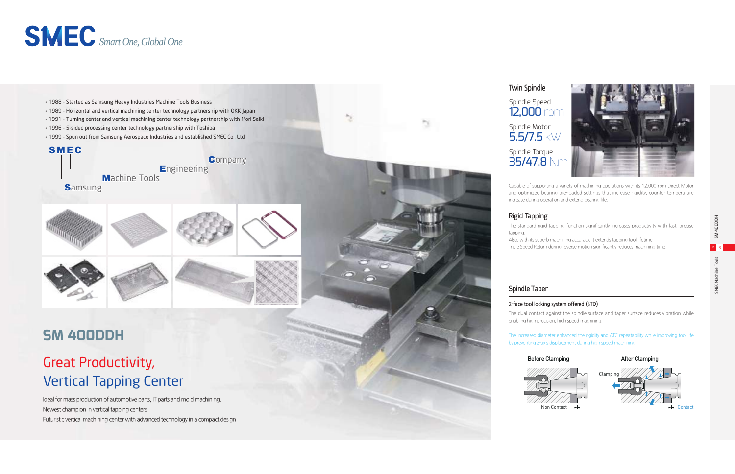# SMEC *Smart One, Global One*

- 1988 - Started as Samsung Heavy Industries Machine Tools Business
- 1989 - Horizontal and vertical machining center technology partnership with OKK Japan
- 1991 - Turning center and vertical machining center technology partnership with Mori Seiki
- 1996 - 5-sided processing center technology partnership with Toshiba
- 1999 - Spun out from Samsung Aerospace Industries and established SMEC Co., Ltd

**S M E C**

- **C**ompany
- **E**ngineering
- **M**achine Tools
- **S**amsung

## SM 400DDH

## Great Productivity, Vertical Tapping Center

Ideal for mass production of automotive parts, IT parts and mold machining.
Newest champion in vertical tapping centers
Futuristic vertical machining center with advanced technology in a compact design

### Twin Spindle

Spindle Speed
**12,000 rpm**

Spindle Motor
**5.5/7.5 kW**

Spindle Torque
**35/47.8 N.m**

Capable of supporting a variety of machining operations with its 12,000 rpm Direct Motor and optimized bearing pre-loaded settings that increase rigidity, counter temperature increase during operation and extend bearing life.

### Rigid Tapping

The standard rigid tapping function significantly increases productivity with fast, precise tapping.
Also, with its superb machining accuracy, it extends tapping tool lifetime.
Triple Speed Return during reverse motion significantly reduces machining time.

### Spindle Taper

**2-face tool locking system offered (STD)**

The dual contact against the spindle surface and taper surface reduces vibration while enabling high precision, high speed machining.

The increased diameter enhanced the rigidity and ATC repeatability while improving tool life by preventing Z-axis displacement during high speed machining.

Before Clamping — Non Contact

After Clamping — Clamping — Contact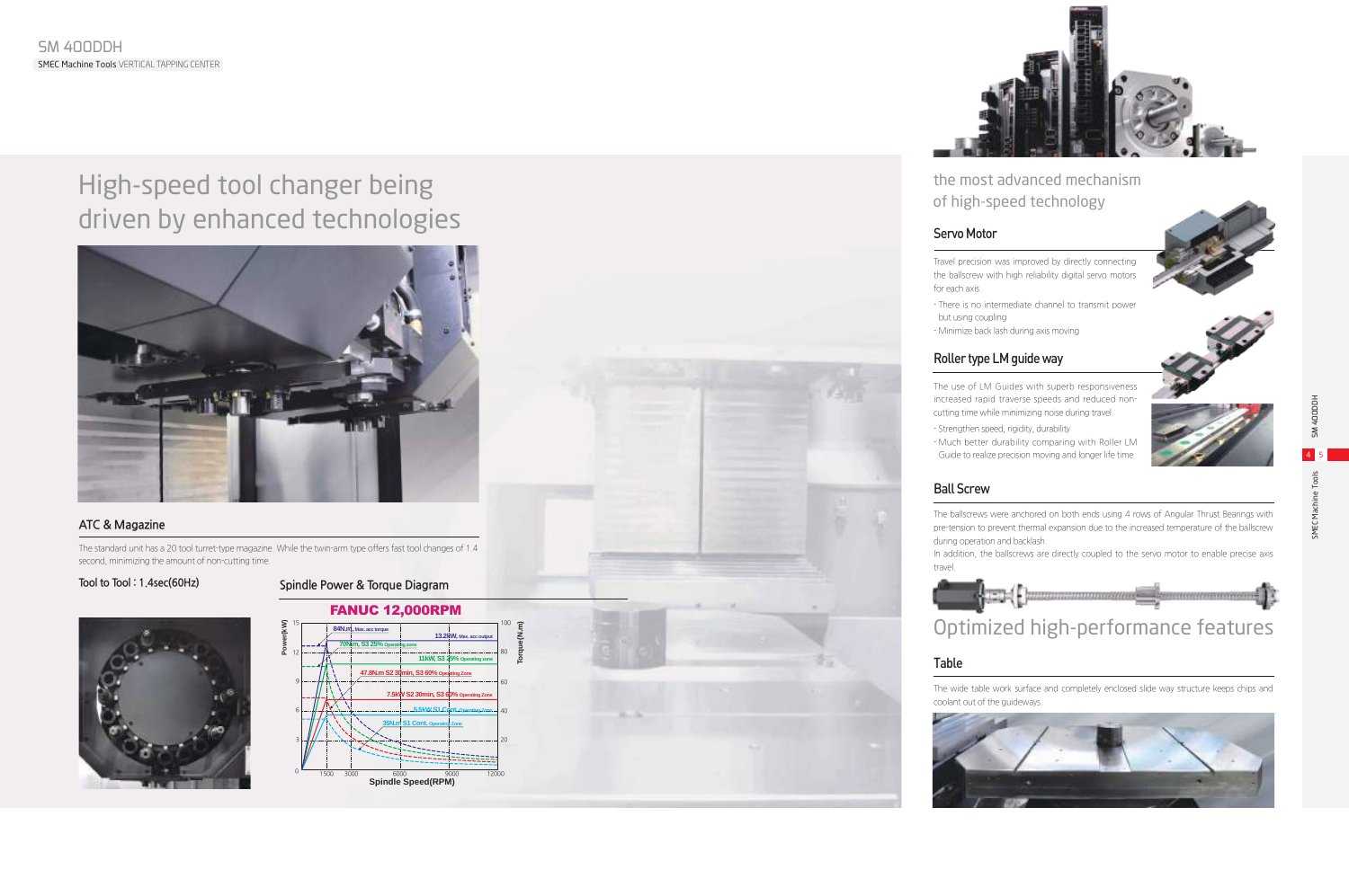# High-speed tool changer being driven by enhanced technologies

## ATC & Magazine

The standard unit has a 20 tool turret-type magazine. While the twin-arm type offers fast tool changes of 1.4 second, minimizing the amount of non-cutting time.

Tool to Tool : 1.4sec(60Hz)

### Spindle Power & Torque Diagram

FANUC 12,000RPM

- 84N.m, Max. acc torque
- 13.2kW, Max. acc output
- 70N.m, S3 25% Operating zone
- 11kW, S3 25% Operating zone
- 47.8N.m S2 30min, S3 60% Operating Zone
- 7.5kW S2 30min, S3 60% Operating Zone
- 5.5kW S1 Cont. Operating Zone
- 35N.m S1 Cont. Operating Zone

Power(kW) / Torque(N.m) / Spindle Speed(RPM)

# the most advanced mechanism of high-speed technology

## Servo Motor

Travel precision was improved by directly connecting the ballscrew with high reliability digital servo motors for each axis.

- There is no intermediate channel to transmit power but using coupling
- Minimize back lash during axis moving

## Roller type LM guide way

The use of LM Guides with superb responsiveness increased rapid traverse speeds and reduced non-cutting time while minimizing noise during travel.

- Strengthen speed, rigidity, durability
- Much better durability comparing with Roller LM Guide to realize precision moving and longer life time

## Ball Screw

The ballscrews were anchored on both ends using 4 rows of Angular Thrust Bearings with pre-tension to prevent thermal expansion due to the increased temperature of the ballscrew during operation and backlash.

In addition, the ballscrews are directly coupled to the servo motor to enable precise axis travel.

# Optimized high-performance features

## Table

The wide table work surface and completely enclosed slide way structure keeps chips and coolant out of the guideways.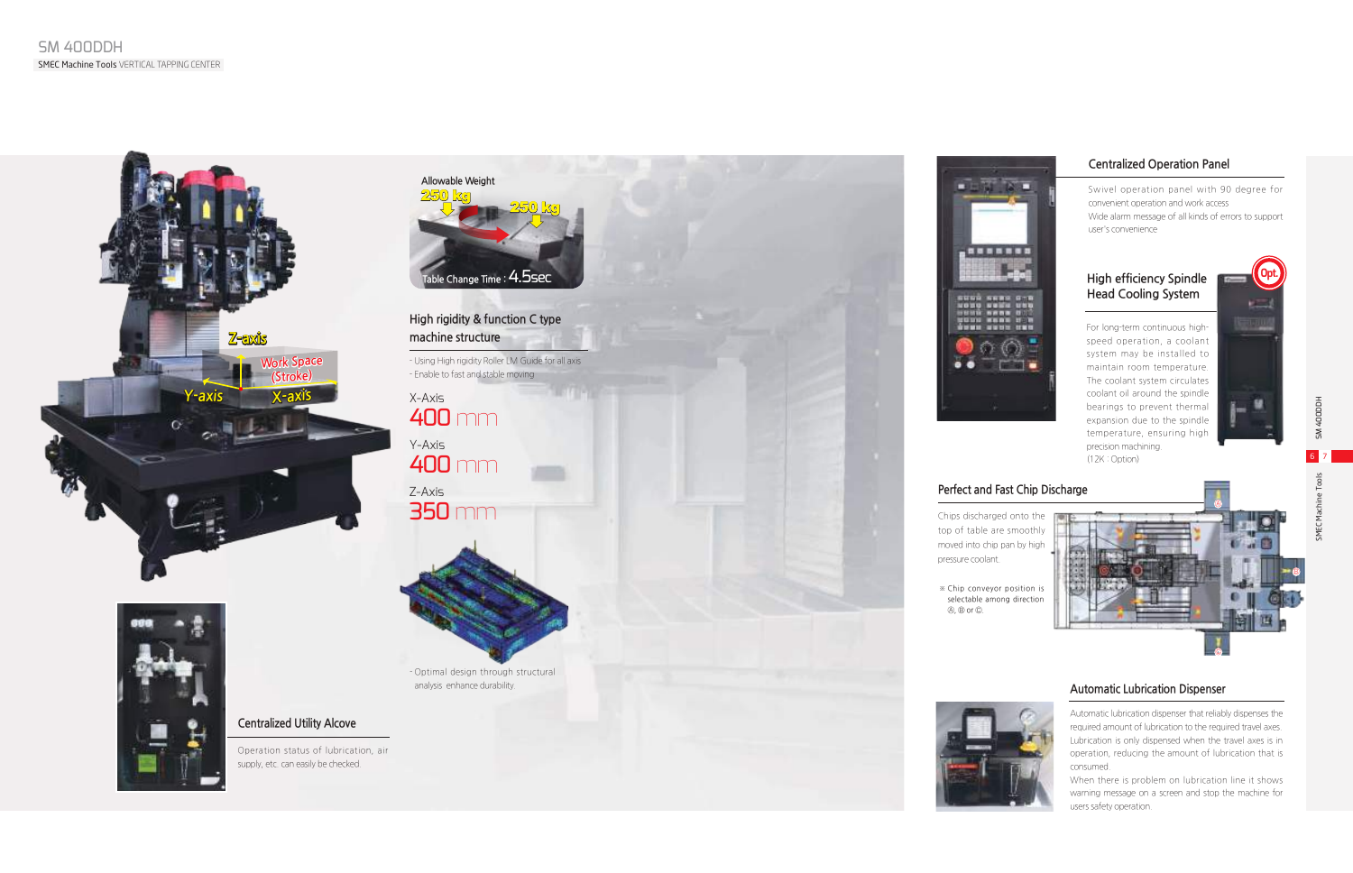# SM 400DDH

SMEC Machine Tools VERTICAL TAPPING CENTER

Z-axis

Work Space (Stroke)

Y-axis

X-axis

Allowable Weight

250 kg

250 kg

Table Change Time : 4.5sec

## High rigidity & function C type machine structure

- Using High rigidity Roller LM Guide for all axis
- Enable to fast and stable moving

X-Axis
**400 mm**

Y-Axis
**400 mm**

Z-Axis
**350 mm**

- Optimal design through structural analysis enhance durability.

## Centralized Utility Alcove

Operation status of lubrication, air supply, etc. can easily be checked.

## Centralized Operation Panel

Swivel operation panel with 90 degree for convenient operation and work access

Wide alarm message of all kinds of errors to support user's convenience

## High efficiency Spindle Head Cooling System

Opt.

For long-term continuous high-speed operation, a coolant system may be installed to maintain room temperature. The coolant system circulates coolant oil around the spindle bearings to prevent thermal expansion due to the spindle temperature, ensuring high precision machining.

(12K : Option)

## Perfect and Fast Chip Discharge

Chips discharged onto the top of table are smoothly moved into chip pan by high pressure coolant.

※ Chip conveyor position is selectable among direction Ⓐ, Ⓑ or Ⓒ.

## Automatic Lubrication Dispenser

Automatic lubrication dispenser that reliably dispenses the required amount of lubrication to the required travel axes. Lubrication is only dispensed when the travel axes is in operation, reducing the amount of lubrication that is consumed.

When there is problem on lubrication line it shows warning message on a screen and stop the machine for users safety operation.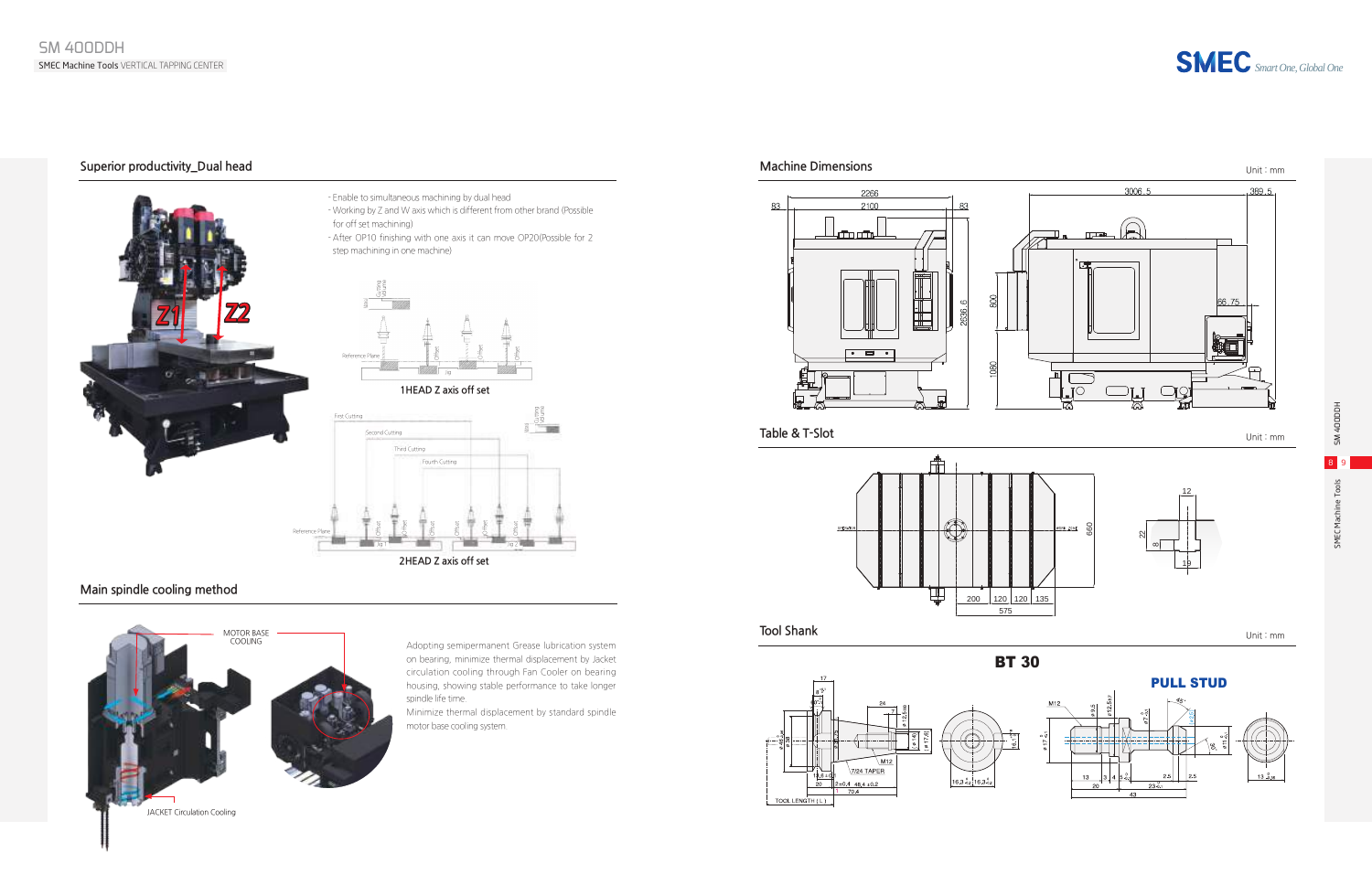## Superior productivity_Dual head

- Enable to simultaneous machining by dual head
- Working by Z and W axis which is different from other brand (Possible for off set machining)
- After OP10 finishing with one axis it can move OP20(Possible for 2 step machining in one machine)

1HEAD Z axis off set

2HEAD Z axis off set

## Main spindle cooling method

MOTOR BASE COOLING

JACKET Circulation Cooling

Adopting semipermanent Grease lubrication system on bearing, minimize thermal displacement by Jacket circulation cooling through Fan Cooler on bearing housing, showing stable performance to take longer spindle life time.

Minimize thermal displacement by standard spindle motor base cooling system.

## Machine Dimensions

Unit : mm

## Table & T-Slot

Unit : mm

## Tool Shank

Unit : mm

**BT 30**

**PULL STUD**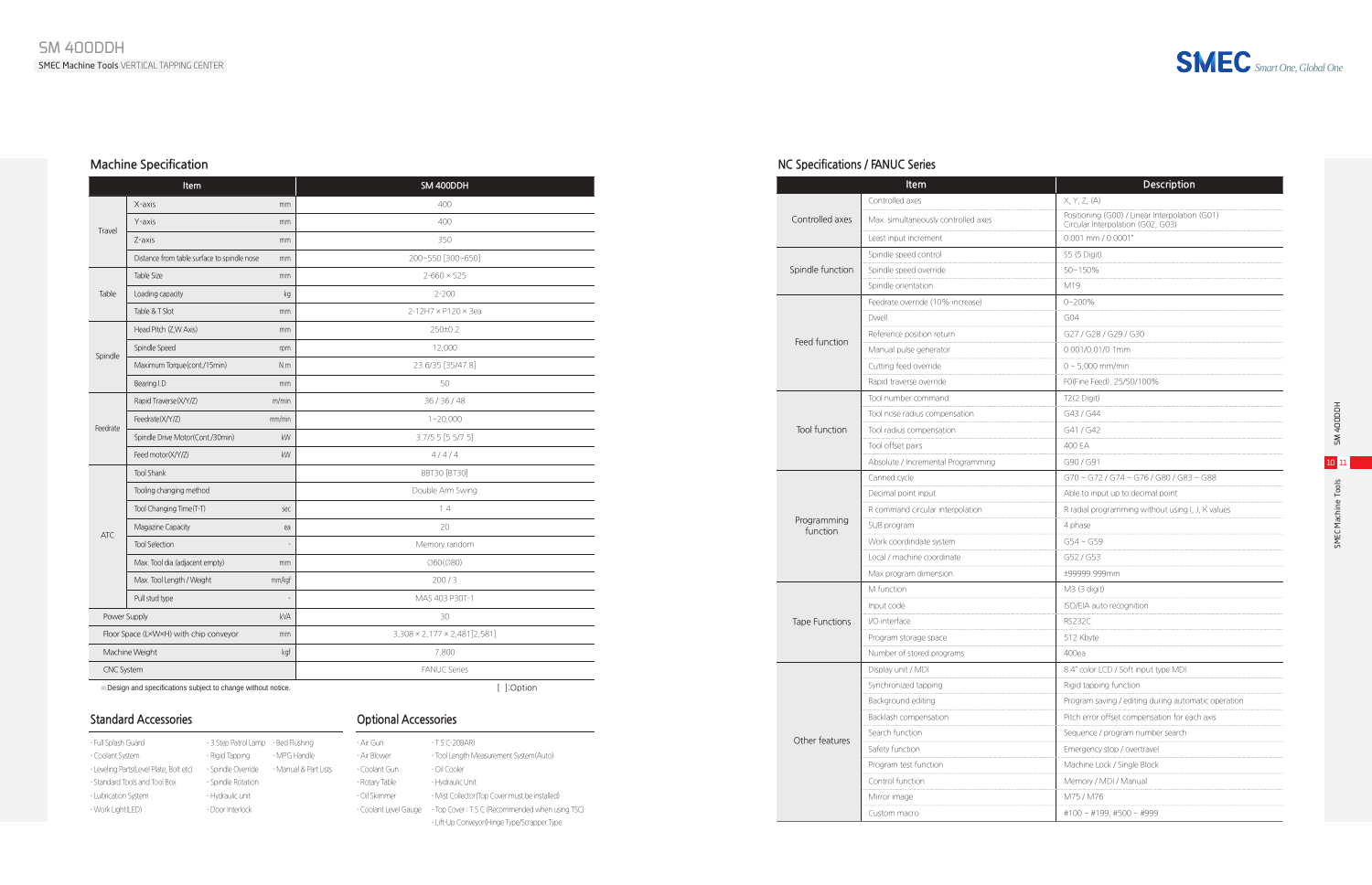# SM 400DDH

SMEC Machine Tools VERTICAL TAPPING CENTER

SMEC Smart One, Global One

## Machine Specification

| Item | | | SM 400DDH |
|---|---|---|---|
| Travel | X-axis | mm | 400 |
| | Y-axis | mm | 400 |
| | Z-axis | mm | 350 |
| | Distance from table surface to spindle nose | mm | 200~550 [300~650] |
| Table | Table Size | mm | 2-660 × 525 |
| | Loading capacity | kg | 2-200 |
| | Table & T Slot | mm | 2-12H7 × P120 × 3ea |
| Spindle | Head Pitch (Z,W Axis) | mm | 250±0.2 |
| | Spindle Speed | rpm | 12,000 |
| | Maximum Torque(cont./15min) | N.m | 23.6/35 [35/47.8] |
| | Bearing I.D | mm | 50 |
| Feedrate | Rapid Traverse(X/Y/Z) | m/min | 36 / 36 / 48 |
| | Feedrate(X/Y/Z) | mm/min | 1~20,000 |
| | Spindle Drive Motor(Cont./30min) | kW | 3.7/5.5 [5.5/7.5] |
| | Feed motor(X/Y/Z) | kW | 4 / 4 / 4 |
| ATC | Tool Shank | | BBT30 [BT30] |
| | Tooling changing method | | Double Arm Swing |
| | Tool Changing Time(T-T) | sec | 1.4 |
| | Magazine Capacity | ea | 20 |
| | Tool Selection | - | Memory random |
| | Max. Tool dia. (adjacent empty) | mm | Ø60(Ø80) |
| | Max. Tool Length / Weight | mm/kgf | 200 / 3 |
| | Pull stud type | - | MAS 403 P30T-1 |
| Power Supply | | kVA | 30 |
| Floor Space (L×W×H) with chip conveyor | | mm | 3,308 × 2,177 × 2,481 [2,581] |
| Machine Weight | | kgf | 7,800 |
| CNC System | | | FANUC Series |

※Design and specifications subject to change without notice.  [ ]:Option

## Standard Accessories

- Full Splash Guard
- Coolant System
- Leveling Parts(Level Plate, Bolt etc)
- Standard Tools and Tool Box
- Lubrication System
- Work Light(LED)
- 3 Step Patrol Lamp
- Rigid Tapping
- Spindle Override
- Spindle Rotation
- Hydraulic unit
- Door Interlock
- Bed Flushing
- MPG Handle
- Manual & Part Lists

## Optional Accessories

- Air Gun
- Air Blower
- Coolant Gun
- Rotary Table
- Oil Skimmer
- Coolant Level Gauge
- T.S.C-20BAR)
- Tool Length Measurement System(Auto)
- Oil Cooler
- Hydraulic Unit
- Mist Collector(Top Cover must be installed)
- Top Cover : T.S.C (Recommended when using TSC)
- Lift-Up Conveyor(Hinge Type/Scrapper Type

## NC Specifications / FANUC Series

| Item | | Description |
|---|---|---|
| Controlled axes | Controlled axes | X, Y, Z, (A) |
| | Max. simultaneously controlled axes | Positioning (G00) / Linear Interpolation (G01) Circular Interpolation (G02, G03) |
| | Least input increment | 0.001 mm / 0.0001" |
| Spindle function | Spindle speed control | S5 (5 Digit) |
| | Spindle speed override | 50~150% |
| | Spindle orientation | M19 |
| Feed function | Feedrate override (10% increase) | 0~200% |
| | Dwell | G04 |
| | Reference position return | G27 / G28 / G29 / G30 |
| | Manual pulse generator | 0.001/0.01/0.1mm |
| | Cutting feed override | 0 ~ 5,000 mm/min |
| | Rapid traverse override | F0(Fine Feed), 25/50/100% |
| Tool function | Tool number command | T2(2 Digit) |
| | Tool nose radius compensation | G43 / G44 |
| | Tool radius compensation | G41 / G42 |
| | Tool offset pairs | 400 EA |
| | Absolute / Incremental Programming | G90 / G91 |
| Programming function | Canned cycle | G70 ~ G72 / G74 ~ G76 / G80 / G83 ~ G88 |
| | Decimal point input | Able to input up to decimal point |
| | R command circular interpolation | R radial programming without using I, J, K values |
| | SUB program | 4 phase |
| | Work coordinate system | G54 ~ G59 |
| | Local / machine coordinate | G52 / G53 |
| | Max program dimension | ±99999.999mm |
| Tape Functions | M function | M3 (3 digit) |
| | Input code | ISO/EIA auto recognition |
| | I/O interface | RS232C |
| | Program storage space | 512 Kbyte |
| | Number of stored programs | 400ea |
| Other features | Display unit / MDI | 8.4" color LCD / Soft input type MDI |
| | Synchronized tapping | Rigid tapping function |
| | Background editing | Program saving / editing during automatic operation |
| | Backlash compensation | Pitch error offset compensation for each axis |
| | Search function | Sequence / program number search |
| | Safety function | Emergency stop / overtravel |
| | Program test function | Machine Lock / Single Block |
| | Control function | Memory / MDI / Manual |
| | Mirror image | M75 / M76 |
| | Custom macro | #100 ~ #199, #500 ~ #999 |